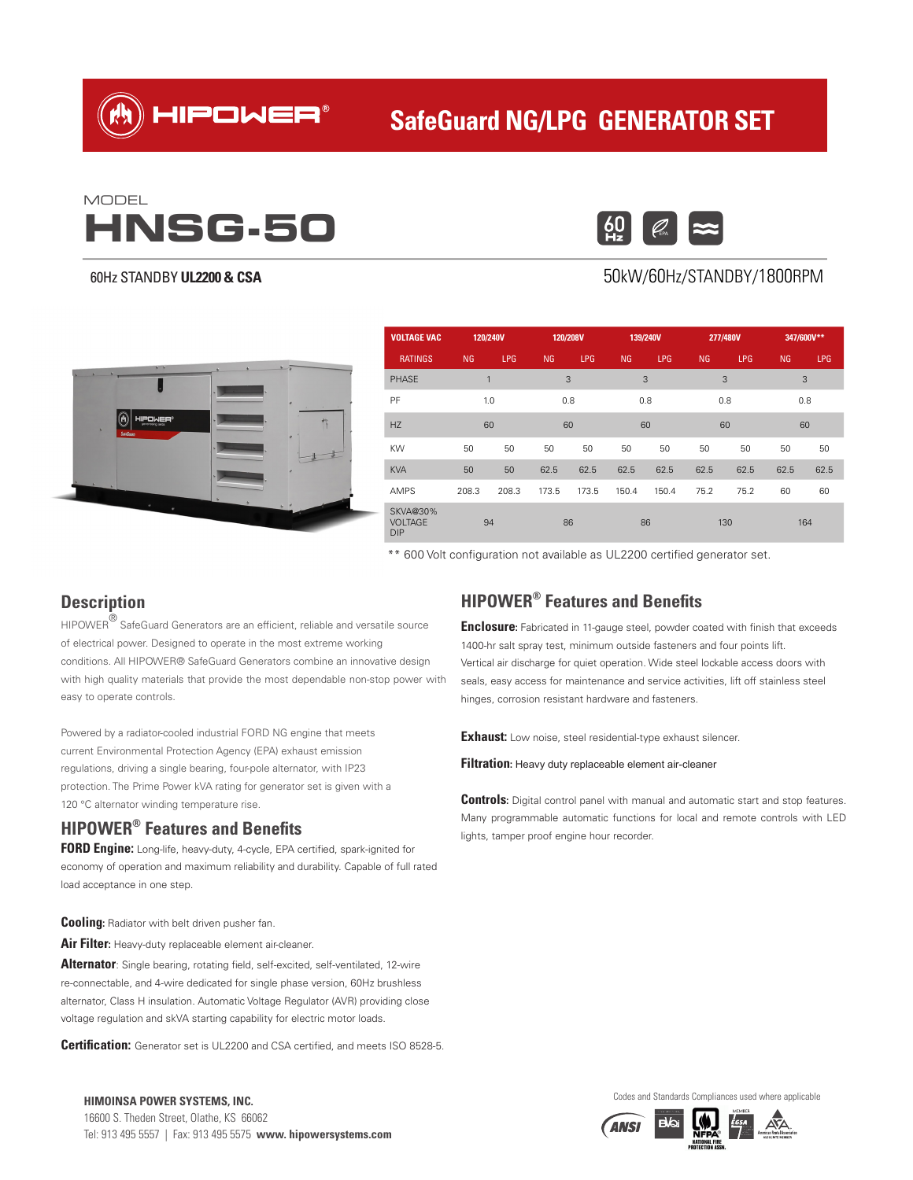# HIPOWER® SafeGuard NG/LPG GENERATOR SET

MODEL

# HNSG-50

60Hz STANDBY **UL2200 & CSA**

50kW/60Hz/STANDBY/1800RPM

| VOLTAGE VAC | 120/240V | | 120/208V | | 139/240V | | 277/480V | | 347/600V** | |
|---|---|---|---|---|---|---|---|---|---|---|
| RATINGS | NG | LPG | NG | LPG | NG | LPG | NG | LPG | NG | LPG |
| PHASE | 1 | | 3 | | 3 | | 3 | | 3 | |
| PF | 1.0 | | 0.8 | | 0.8 | | 0.8 | | 0.8 | |
| HZ | 60 | | 60 | | 60 | | 60 | | 60 | |
| KW | 50 | 50 | 50 | 50 | 50 | 50 | 50 | 50 | 50 | 50 |
| KVA | 50 | 50 | 62.5 | 62.5 | 62.5 | 62.5 | 62.5 | 62.5 | 62.5 | 62.5 |
| AMPS | 208.3 | 208.3 | 173.5 | 173.5 | 150.4 | 150.4 | 75.2 | 75.2 | 60 | 60 |
| SKVA@30% VOLTAGE DIP | 94 | | 86 | | 86 | | 130 | | 164 | |

** 600 Volt configuration not available as UL2200 certified generator set.

## Description

HIPOWER® SafeGuard Generators are an efficient, reliable and versatile source of electrical power. Designed to operate in the most extreme working conditions. All HIPOWER® SafeGuard Generators combine an innovative design with high quality materials that provide the most dependable non-stop power with easy to operate controls.

Powered by a radiator-cooled industrial FORD NG engine that meets current Environmental Protection Agency (EPA) exhaust emission regulations, driving a single bearing, four-pole alternator, with IP23 protection. The Prime Power kVA rating for generator set is given with a 120 °C alternator winding temperature rise.

## HIPOWER® Features and Benefits

**FORD Engine:** Long-life, heavy-duty, 4-cycle, EPA certified, spark-ignited for economy of operation and maximum reliability and durability. Capable of full rated load acceptance in one step.

**Cooling**: Radiator with belt driven pusher fan.

**Air Filter**: Heavy-duty replaceable element air-cleaner.

**Alternator**: Single bearing, rotating field, self-excited, self-ventilated, 12-wire re-connectable, and 4-wire dedicated for single phase version, 60Hz brushless alternator, Class H insulation. Automatic Voltage Regulator (AVR) providing close voltage regulation and skVA starting capability for electric motor loads.

**Certification:** Generator set is UL2200 and CSA certified, and meets ISO 8528-5.

## HIPOWER® Features and Benefits

**Enclosure:** Fabricated in 11-gauge steel, powder coated with finish that exceeds 1400-hr salt spray test, minimum outside fasteners and four points lift. Vertical air discharge for quiet operation. Wide steel lockable access doors with seals, easy access for maintenance and service activities, lift off stainless steel hinges, corrosion resistant hardware and fasteners.

**Exhaust:** Low noise, steel residential-type exhaust silencer.

**Filtration**: Heavy duty replaceable element air-cleaner

**Controls:** Digital control panel with manual and automatic start and stop features. Many programmable automatic functions for local and remote controls with LED lights, tamper proof engine hour recorder.

**HIMOINSA POWER SYSTEMS, INC.**
16600 S. Theden Street, Olathe, KS 66062
Tel: 913 495 5557 | Fax: 913 495 5575 **www. hipowersystems.com**

Codes and Standards Compliances used where applicable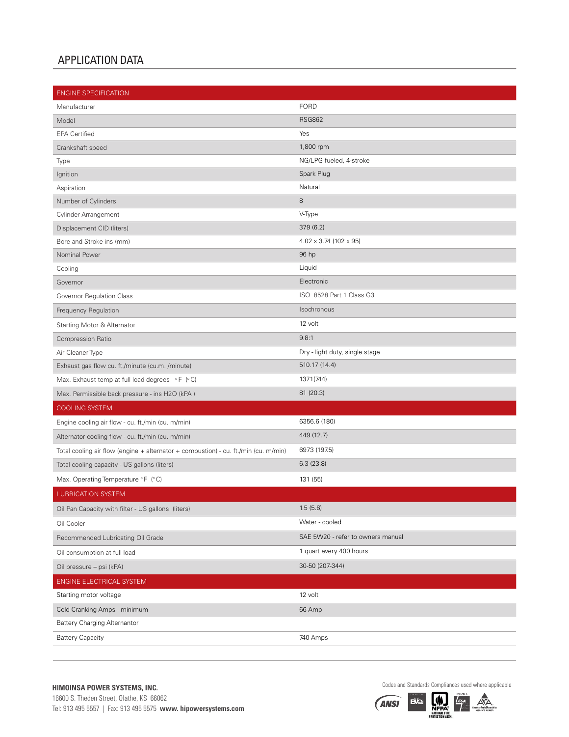## APPLICATION DATA

| ENGINE SPECIFICATION | |
|---|---|
| Manufacturer | FORD |
| Model | RSG862 |
| EPA Certified | Yes |
| Crankshaft speed | 1,800 rpm |
| Type | NG/LPG fueled, 4-stroke |
| Ignition | Spark Plug |
| Aspiration | Natural |
| Number of Cylinders | 8 |
| Cylinder Arrangement | V-Type |
| Displacement CID (liters) | 379 (6.2) |
| Bore and Stroke ins (mm) | 4.02 x 3.74 (102 x 95) |
| Nominal Power | 96 hp |
| Cooling | Liquid |
| Governor | Electronic |
| Governor Regulation Class | ISO 8528 Part 1 Class G3 |
| Frequency Regulation | Isochronous |
| Starting Motor & Alternator | 12 volt |
| Compression Ratio | 9.8:1 |
| Air Cleaner Type | Dry - light duty, single stage |
| Exhaust gas flow cu. ft./minute (cu.m. /minute) | 510.17 (14.4) |
| Max. Exhaust temp at full load degrees °F (°C) | 1371(744) |
| Max. Permissible back pressure - ins H2O (kPA ) | 81 (20.3) |
| **COOLING SYSTEM** | |
| Engine cooling air flow - cu. ft./min (cu. m/min) | 6356.6 (180) |
| Alternator cooling flow - cu. ft./min (cu. m/min) | 449 (12.7) |
| Total cooling air flow (engine + alternator + combustion) - cu. ft./min (cu. m/min) | 6973 (197.5) |
| Total cooling capacity - US gallons (liters) | 6.3 (23.8) |
| Max. Operating Temperature °F (°C) | 131 (55) |
| **LUBRICATION SYSTEM** | |
| Oil Pan Capacity with filter - US gallons (liters) | 1.5 (5.6) |
| Oil Cooler | Water - cooled |
| Recommended Lubricating Oil Grade | SAE 5W20 - refer to owners manual |
| Oil consumption at full load | 1 quart every 400 hours |
| Oil pressure – psi (kPA) | 30-50 (207-344) |
| **ENGINE ELECTRICAL SYSTEM** | |
| Starting motor voltage | 12 volt |
| Cold Cranking Amps - minimum | 66 Amp |
| Battery Charging Alternantor | |
| Battery Capacity | 740 Amps |

**HIMOINSA POWER SYSTEMS, INC.**
16600 S. Theden Street, Olathe, KS 66062
Tel: 913 495 5557 | Fax: 913 495 5575 **www. hipowersystems.com**

Codes and Standards Compliances used where applicable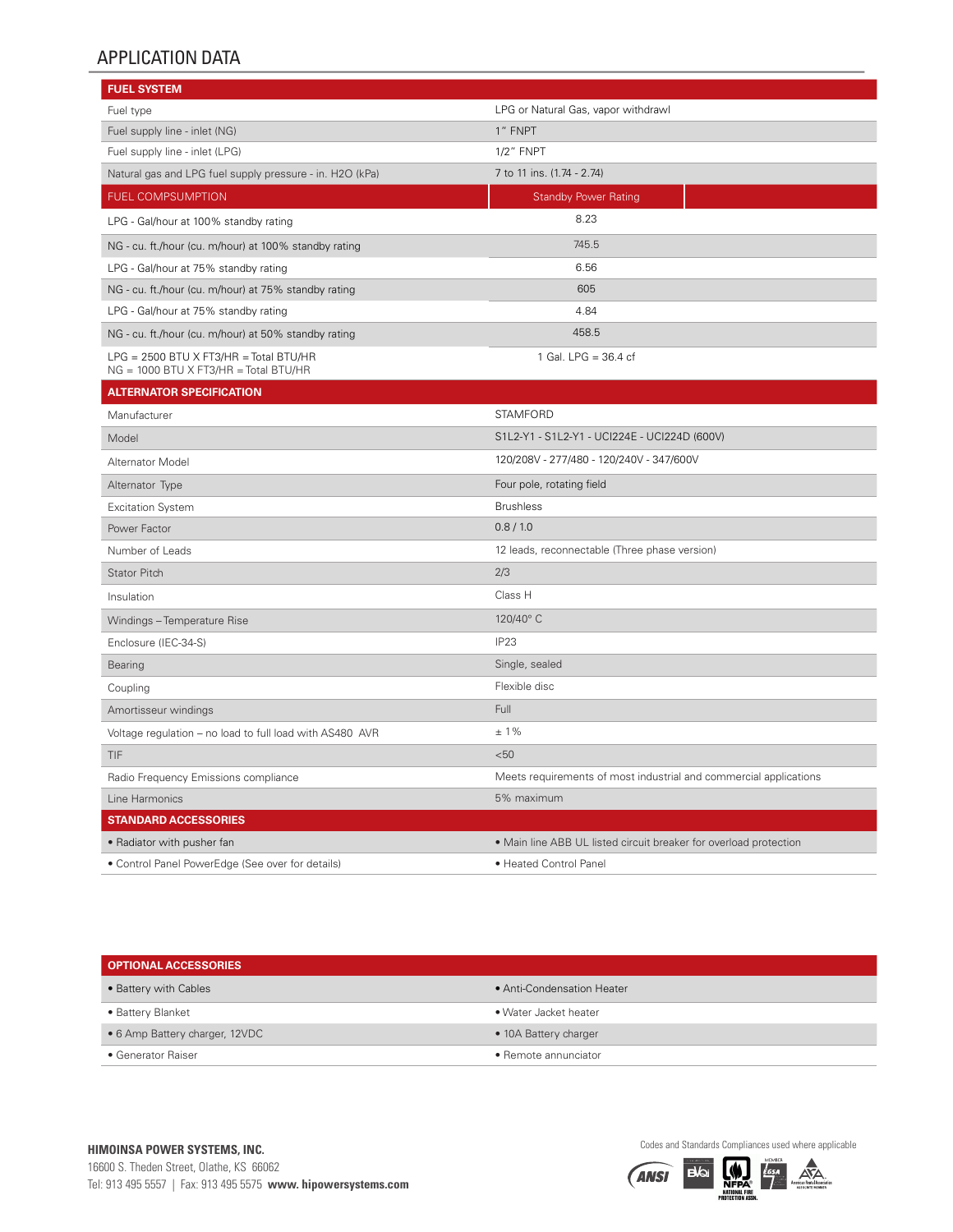## APPLICATION DATA

| FUEL SYSTEM | |
|---|---|
| Fuel type | LPG or Natural Gas, vapor withdrawl |
| Fuel supply line - inlet (NG) | 1" FNPT |
| Fuel supply line - inlet (LPG) | 1/2" FNPT |
| Natural gas and LPG fuel supply pressure - in. H2O (kPa) | 7 to 11 ins. (1.74 - 2.74) |

| FUEL COMPSUMPTION | Standby Power Rating |
|---|---|
| LPG - Gal/hour at 100% standby rating | 8.23 |
| NG - cu. ft./hour (cu. m/hour) at 100% standby rating | 745.5 |
| LPG - Gal/hour at 75% standby rating | 6.56 |
| NG - cu. ft./hour (cu. m/hour) at 75% standby rating | 605 |
| LPG - Gal/hour at 75% standby rating | 4.84 |
| NG - cu. ft./hour (cu. m/hour) at 50% standby rating | 458.5 |
| LPG = 2500 BTU X FT3/HR = Total BTU/HR<br>NG = 1000 BTU X FT3/HR = Total BTU/HR | 1 Gal. LPG = 36.4 cf |

| ALTERNATOR SPECIFICATION | |
|---|---|
| Manufacturer | STAMFORD |
| Model | S1L2-Y1 - S1L2-Y1 - UCI224E - UCI224D (600V) |
| Alternator Model | 120/208V - 277/480 - 120/240V - 347/600V |
| Alternator Type | Four pole, rotating field |
| Excitation System | Brushless |
| Power Factor | 0.8 / 1.0 |
| Number of Leads | 12 leads, reconnectable (Three phase version) |
| Stator Pitch | 2/3 |
| Insulation | Class H |
| Windings – Temperature Rise | 120/40° C |
| Enclosure (IEC-34-S) | IP23 |
| Bearing | Single, sealed |
| Coupling | Flexible disc |
| Amortisseur windings | Full |
| Voltage regulation – no load to full load with AS480 AVR | ± 1% |
| TIF | <50 |
| Radio Frequency Emissions compliance | Meets requirements of most industrial and commercial applications |
| Line Harmonics | 5% maximum |

| STANDARD ACCESSORIES | |
|---|---|
| • Radiator with pusher fan | • Main line ABB UL listed circuit breaker for overload protection |
| • Control Panel PowerEdge (See over for details) | • Heated Control Panel |

| OPTIONAL ACCESSORIES | |
|---|---|
| • Battery with Cables | • Anti-Condensation Heater |
| • Battery Blanket | • Water Jacket heater |
| • 6 Amp Battery charger, 12VDC | • 10A Battery charger |
| • Generator Raiser | • Remote annunciator |

**HIMOINSA POWER SYSTEMS, INC.**
16600 S. Theden Street, Olathe, KS 66062
Tel: 913 495 5557 | Fax: 913 495 5575 **www. hipowersystems.com**

Codes and Standards Compliances used where applicable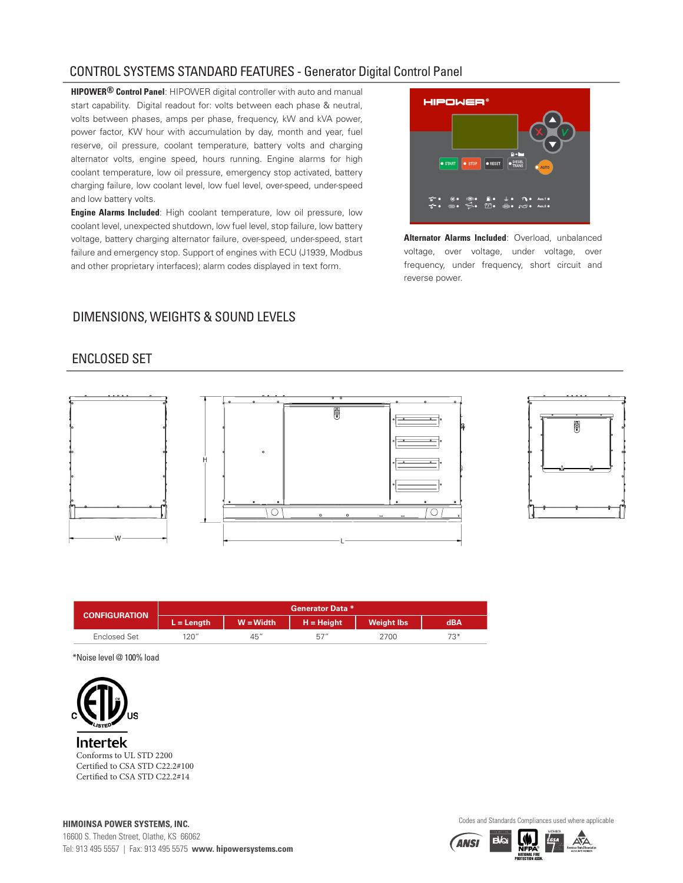## CONTROL SYSTEMS STANDARD FEATURES - Generator Digital Control Panel

**HIPOWER® Control Panel**: HIPOWER digital controller with auto and manual start capability. Digital readout for: volts between each phase & neutral, volts between phases, amps per phase, frequency, kW and kVA power, power factor, KW hour with accumulation by day, month and year, fuel reserve, oil pressure, coolant temperature, battery volts and charging alternator volts, engine speed, hours running. Engine alarms for high coolant temperature, low oil pressure, emergency stop activated, battery charging failure, low coolant level, low fuel level, over-speed, under-speed and low battery volts.

**Engine Alarms Included**: High coolant temperature, low oil pressure, low coolant level, unexpected shutdown, low fuel level, stop failure, low battery voltage, battery charging alternator failure, over-speed, under-speed, start failure and emergency stop. Support of engines with ECU (J1939, Modbus and other proprietary interfaces); alarm codes displayed in text form.

**Alternator Alarms Included**: Overload, unbalanced voltage, over voltage, under voltage, over frequency, under frequency, short circuit and reverse power.

## DIMENSIONS, WEIGHTS & SOUND LEVELS

### ENCLOSED SET

W

H

L

| CONFIGURATION | Generator Data * | | | | |
|---|---|---|---|---|---|
| | L = Length | W = Width | H = Height | Weight lbs | dBA |
| Enclosed Set | 120" | 45" | 57" | 2700 | 73* |

*Noise level @ 100% load

Intertek
Conforms to UL STD 2200
Certified to CSA STD C22.2#100
Certified to CSA STD C22.2#14

**HIMOINSA POWER SYSTEMS, INC.**
16600 S. Theden Street, Olathe, KS 66062
Tel: 913 495 5557 | Fax: 913 495 5575 **www. hipowersystems.com**

Codes and Standards Compliances used where applicable